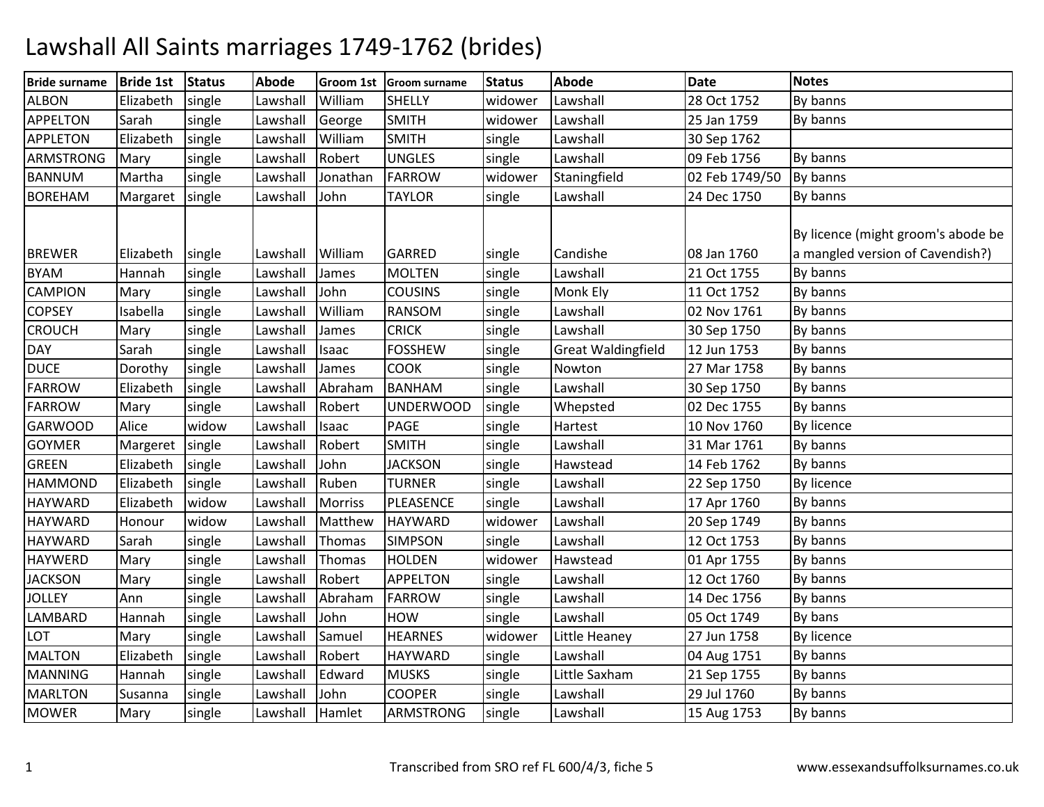# Lawshall All Saints marriages 1749-1762 (brides)

| Bride surname | Bride 1st | Status | Abode | Groom 1st | Groom surname | Status | Abode | Date | Notes |
|---|---|---|---|---|---|---|---|---|---|
| ALBON | Elizabeth | single | Lawshall | William | SHELLY | widower | Lawshall | 28 Oct 1752 | By banns |
| APPELTON | Sarah | single | Lawshall | George | SMITH | widower | Lawshall | 25 Jan 1759 | By banns |
| APPLETON | Elizabeth | single | Lawshall | William | SMITH | single | Lawshall | 30 Sep 1762 | |
| ARMSTRONG | Mary | single | Lawshall | Robert | UNGLES | single | Lawshall | 09 Feb 1756 | By banns |
| BANNUM | Martha | single | Lawshall | Jonathan | FARROW | widower | Staningfield | 02 Feb 1749/50 | By banns |
| BOREHAM | Margaret | single | Lawshall | John | TAYLOR | single | Lawshall | 24 Dec 1750 | By banns |
| BREWER | Elizabeth | single | Lawshall | William | GARRED | single | Candishe | 08 Jan 1760 | By licence (might groom's abode be a mangled version of Cavendish?) |
| BYAM | Hannah | single | Lawshall | James | MOLTEN | single | Lawshall | 21 Oct 1755 | By banns |
| CAMPION | Mary | single | Lawshall | John | COUSINS | single | Monk Ely | 11 Oct 1752 | By banns |
| COPSEY | Isabella | single | Lawshall | William | RANSOM | single | Lawshall | 02 Nov 1761 | By banns |
| CROUCH | Mary | single | Lawshall | James | CRICK | single | Lawshall | 30 Sep 1750 | By banns |
| DAY | Sarah | single | Lawshall | Isaac | FOSSHEW | single | Great Waldingfield | 12 Jun 1753 | By banns |
| DUCE | Dorothy | single | Lawshall | James | COOK | single | Nowton | 27 Mar 1758 | By banns |
| FARROW | Elizabeth | single | Lawshall | Abraham | BANHAM | single | Lawshall | 30 Sep 1750 | By banns |
| FARROW | Mary | single | Lawshall | Robert | UNDERWOOD | single | Whepsted | 02 Dec 1755 | By banns |
| GARWOOD | Alice | widow | Lawshall | Isaac | PAGE | single | Hartest | 10 Nov 1760 | By licence |
| GOYMER | Margeret | single | Lawshall | Robert | SMITH | single | Lawshall | 31 Mar 1761 | By banns |
| GREEN | Elizabeth | single | Lawshall | John | JACKSON | single | Hawstead | 14 Feb 1762 | By banns |
| HAMMOND | Elizabeth | single | Lawshall | Ruben | TURNER | single | Lawshall | 22 Sep 1750 | By licence |
| HAYWARD | Elizabeth | widow | Lawshall | Morriss | PLEASENCE | single | Lawshall | 17 Apr 1760 | By banns |
| HAYWARD | Honour | widow | Lawshall | Matthew | HAYWARD | widower | Lawshall | 20 Sep 1749 | By banns |
| HAYWARD | Sarah | single | Lawshall | Thomas | SIMPSON | single | Lawshall | 12 Oct 1753 | By banns |
| HAYWERD | Mary | single | Lawshall | Thomas | HOLDEN | widower | Hawstead | 01 Apr 1755 | By banns |
| JACKSON | Mary | single | Lawshall | Robert | APPELTON | single | Lawshall | 12 Oct 1760 | By banns |
| JOLLEY | Ann | single | Lawshall | Abraham | FARROW | single | Lawshall | 14 Dec 1756 | By banns |
| LAMBARD | Hannah | single | Lawshall | John | HOW | single | Lawshall | 05 Oct 1749 | By bans |
| LOT | Mary | single | Lawshall | Samuel | HEARNES | widower | Little Heaney | 27 Jun 1758 | By licence |
| MALTON | Elizabeth | single | Lawshall | Robert | HAYWARD | single | Lawshall | 04 Aug 1751 | By banns |
| MANNING | Hannah | single | Lawshall | Edward | MUSKS | single | Little Saxham | 21 Sep 1755 | By banns |
| MARLTON | Susanna | single | Lawshall | John | COOPER | single | Lawshall | 29 Jul 1760 | By banns |
| MOWER | Mary | single | Lawshall | Hamlet | ARMSTRONG | single | Lawshall | 15 Aug 1753 | By banns |

Transcribed from SRO ref FL 600/4/3, fiche 5

www.essexandsuffolksurnames.co.uk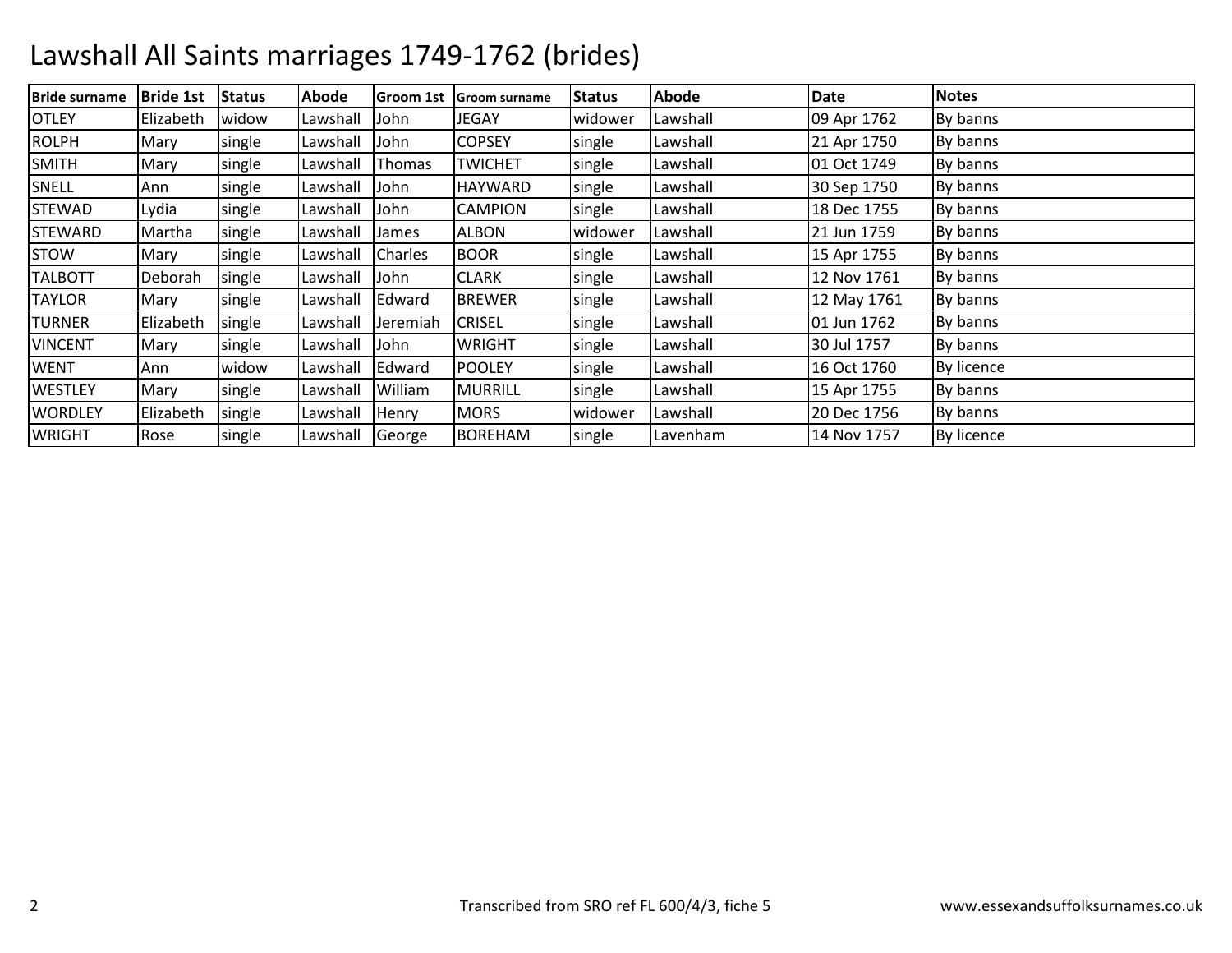# Lawshall All Saints marriages 1749-1762 (brides)

| Bride surname | Bride 1st | Status | Abode | Groom 1st | Groom surname | Status | Abode | Date | Notes |
|---|---|---|---|---|---|---|---|---|---|
| OTLEY | Elizabeth | widow | Lawshall | John | JEGAY | widower | Lawshall | 09 Apr 1762 | By banns |
| ROLPH | Mary | single | Lawshall | John | COPSEY | single | Lawshall | 21 Apr 1750 | By banns |
| SMITH | Mary | single | Lawshall | Thomas | TWICHET | single | Lawshall | 01 Oct 1749 | By banns |
| SNELL | Ann | single | Lawshall | John | HAYWARD | single | Lawshall | 30 Sep 1750 | By banns |
| STEWAD | Lydia | single | Lawshall | John | CAMPION | single | Lawshall | 18 Dec 1755 | By banns |
| STEWARD | Martha | single | Lawshall | James | ALBON | widower | Lawshall | 21 Jun 1759 | By banns |
| STOW | Mary | single | Lawshall | Charles | BOOR | single | Lawshall | 15 Apr 1755 | By banns |
| TALBOTT | Deborah | single | Lawshall | John | CLARK | single | Lawshall | 12 Nov 1761 | By banns |
| TAYLOR | Mary | single | Lawshall | Edward | BREWER | single | Lawshall | 12 May 1761 | By banns |
| TURNER | Elizabeth | single | Lawshall | Jeremiah | CRISEL | single | Lawshall | 01 Jun 1762 | By banns |
| VINCENT | Mary | single | Lawshall | John | WRIGHT | single | Lawshall | 30 Jul 1757 | By banns |
| WENT | Ann | widow | Lawshall | Edward | POOLEY | single | Lawshall | 16 Oct 1760 | By licence |
| WESTLEY | Mary | single | Lawshall | William | MURRILL | single | Lawshall | 15 Apr 1755 | By banns |
| WORDLEY | Elizabeth | single | Lawshall | Henry | MORS | widower | Lawshall | 20 Dec 1756 | By banns |
| WRIGHT | Rose | single | Lawshall | George | BOREHAM | single | Lavenham | 14 Nov 1757 | By licence |

Transcribed from SRO ref FL 600/4/3, fiche 5

www.essexandsuffolksurnames.co.uk